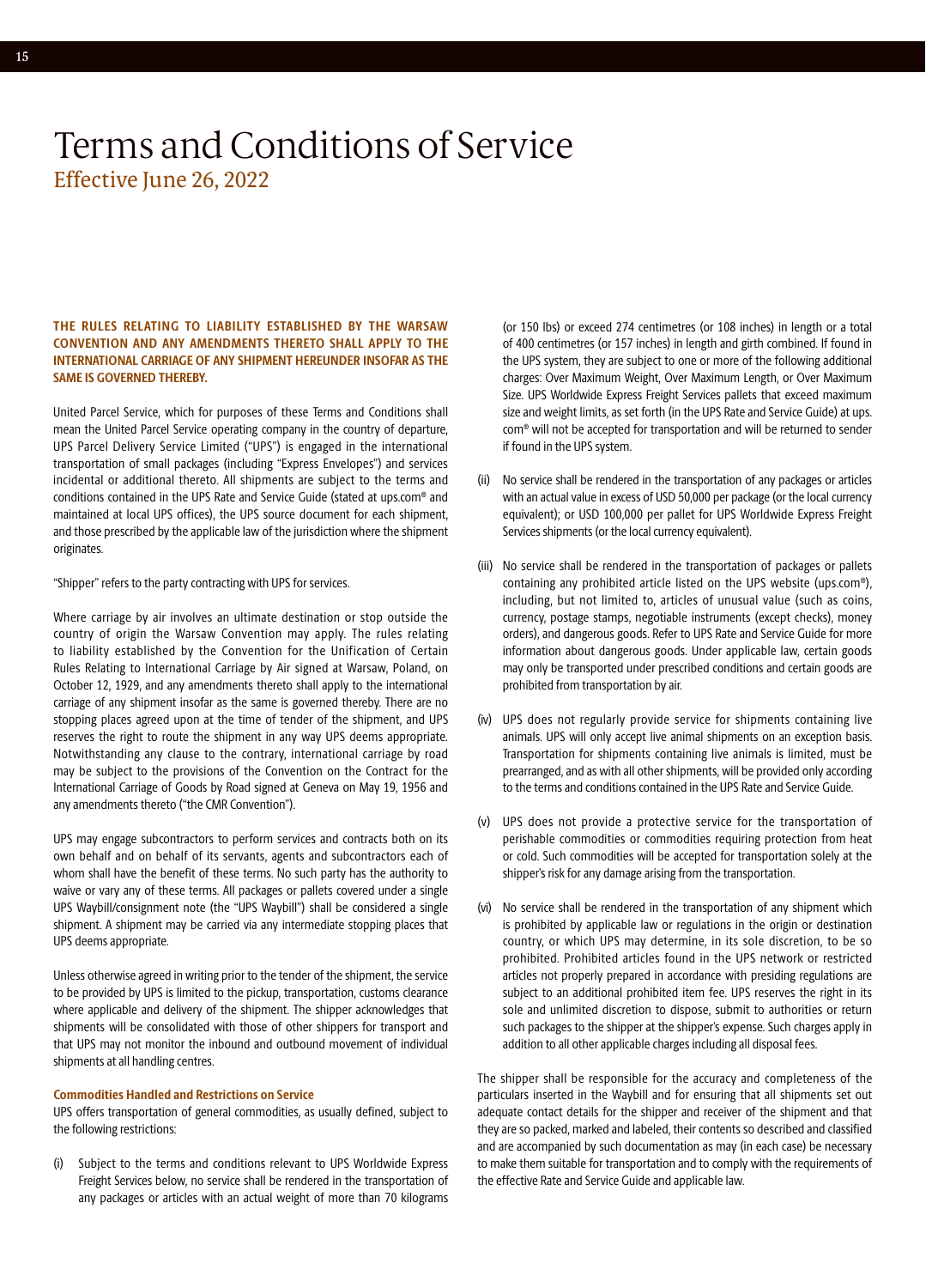# Terms and Conditions of Service

## Effective June 26, 2022

**THE RULES RELATING TO LIABILITY ESTABLISHED BY THE WARSAW CONVENTION AND ANY AMENDMENTS THERETO SHALL APPLY TO THE INTERNATIONAL CARRIAGE OF ANY SHIPMENT HEREUNDER INSOFAR AS THE SAME IS GOVERNED THEREBY.**

United Parcel Service, which for purposes of these Terms and Conditions shall mean the United Parcel Service operating company in the country of departure, UPS Parcel Delivery Service Limited ("UPS") is engaged in the international transportation of small packages (including "Express Envelopes") and services incidental or additional thereto. All shipments are subject to the terms and conditions contained in the UPS Rate and Service Guide (stated at ups.com® and maintained at local UPS offices), the UPS source document for each shipment, and those prescribed by the applicable law of the jurisdiction where the shipment originates.

"Shipper" refers to the party contracting with UPS for services.

Where carriage by air involves an ultimate destination or stop outside the country of origin the Warsaw Convention may apply. The rules relating to liability established by the Convention for the Unification of Certain Rules Relating to International Carriage by Air signed at Warsaw, Poland, on October 12, 1929, and any amendments thereto shall apply to the international carriage of any shipment insofar as the same is governed thereby. There are no stopping places agreed upon at the time of tender of the shipment, and UPS reserves the right to route the shipment in any way UPS deems appropriate. Notwithstanding any clause to the contrary, international carriage by road may be subject to the provisions of the Convention on the Contract for the International Carriage of Goods by Road signed at Geneva on May 19, 1956 and any amendments thereto ("the CMR Convention").

UPS may engage subcontractors to perform services and contracts both on its own behalf and on behalf of its servants, agents and subcontractors each of whom shall have the benefit of these terms. No such party has the authority to waive or vary any of these terms. All packages or pallets covered under a single UPS Waybill/consignment note (the "UPS Waybill") shall be considered a single shipment. A shipment may be carried via any intermediate stopping places that UPS deems appropriate.

Unless otherwise agreed in writing prior to the tender of the shipment, the service to be provided by UPS is limited to the pickup, transportation, customs clearance where applicable and delivery of the shipment. The shipper acknowledges that shipments will be consolidated with those of other shippers for transport and that UPS may not monitor the inbound and outbound movement of individual shipments at all handling centres.

### Commodities Handled and Restrictions on Service

UPS offers transportation of general commodities, as usually defined, subject to the following restrictions:

(i) Subject to the terms and conditions relevant to UPS Worldwide Express Freight Services below, no service shall be rendered in the transportation of any packages or articles with an actual weight of more than 70 kilograms (or 150 lbs) or exceed 274 centimetres (or 108 inches) in length or a total of 400 centimetres (or 157 inches) in length and girth combined. If found in the UPS system, they are subject to one or more of the following additional charges: Over Maximum Weight, Over Maximum Length, or Over Maximum Size. UPS Worldwide Express Freight Services pallets that exceed maximum size and weight limits, as set forth (in the UPS Rate and Service Guide) at ups.com® will not be accepted for transportation and will be returned to sender if found in the UPS system.

(ii) No service shall be rendered in the transportation of any packages or articles with an actual value in excess of USD 50,000 per package (or the local currency equivalent); or USD 100,000 per pallet for UPS Worldwide Express Freight Services shipments (or the local currency equivalent).

(iii) No service shall be rendered in the transportation of packages or pallets containing any prohibited article listed on the UPS website (ups.com®), including, but not limited to, articles of unusual value (such as coins, currency, postage stamps, negotiable instruments (except checks), money orders), and dangerous goods. Refer to UPS Rate and Service Guide for more information about dangerous goods. Under applicable law, certain goods may only be transported under prescribed conditions and certain goods are prohibited from transportation by air.

(iv) UPS does not regularly provide service for shipments containing live animals. UPS will only accept live animal shipments on an exception basis. Transportation for shipments containing live animals is limited, must be prearranged, and as with all other shipments, will be provided only according to the terms and conditions contained in the UPS Rate and Service Guide.

(v) UPS does not provide a protective service for the transportation of perishable commodities or commodities requiring protection from heat or cold. Such commodities will be accepted for transportation solely at the shipper's risk for any damage arising from the transportation.

(vi) No service shall be rendered in the transportation of any shipment which is prohibited by applicable law or regulations in the origin or destination country, or which UPS may determine, in its sole discretion, to be so prohibited. Prohibited articles found in the UPS network or restricted articles not properly prepared in accordance with presiding regulations are subject to an additional prohibited item fee. UPS reserves the right in its sole and unlimited discretion to dispose, submit to authorities or return such packages to the shipper at the shipper's expense. Such charges apply in addition to all other applicable charges including all disposal fees.

The shipper shall be responsible for the accuracy and completeness of the particulars inserted in the Waybill and for ensuring that all shipments set out adequate contact details for the shipper and receiver of the shipment and that they are so packed, marked and labeled, their contents so described and classified and are accompanied by such documentation as may (in each case) be necessary to make them suitable for transportation and to comply with the requirements of the effective Rate and Service Guide and applicable law.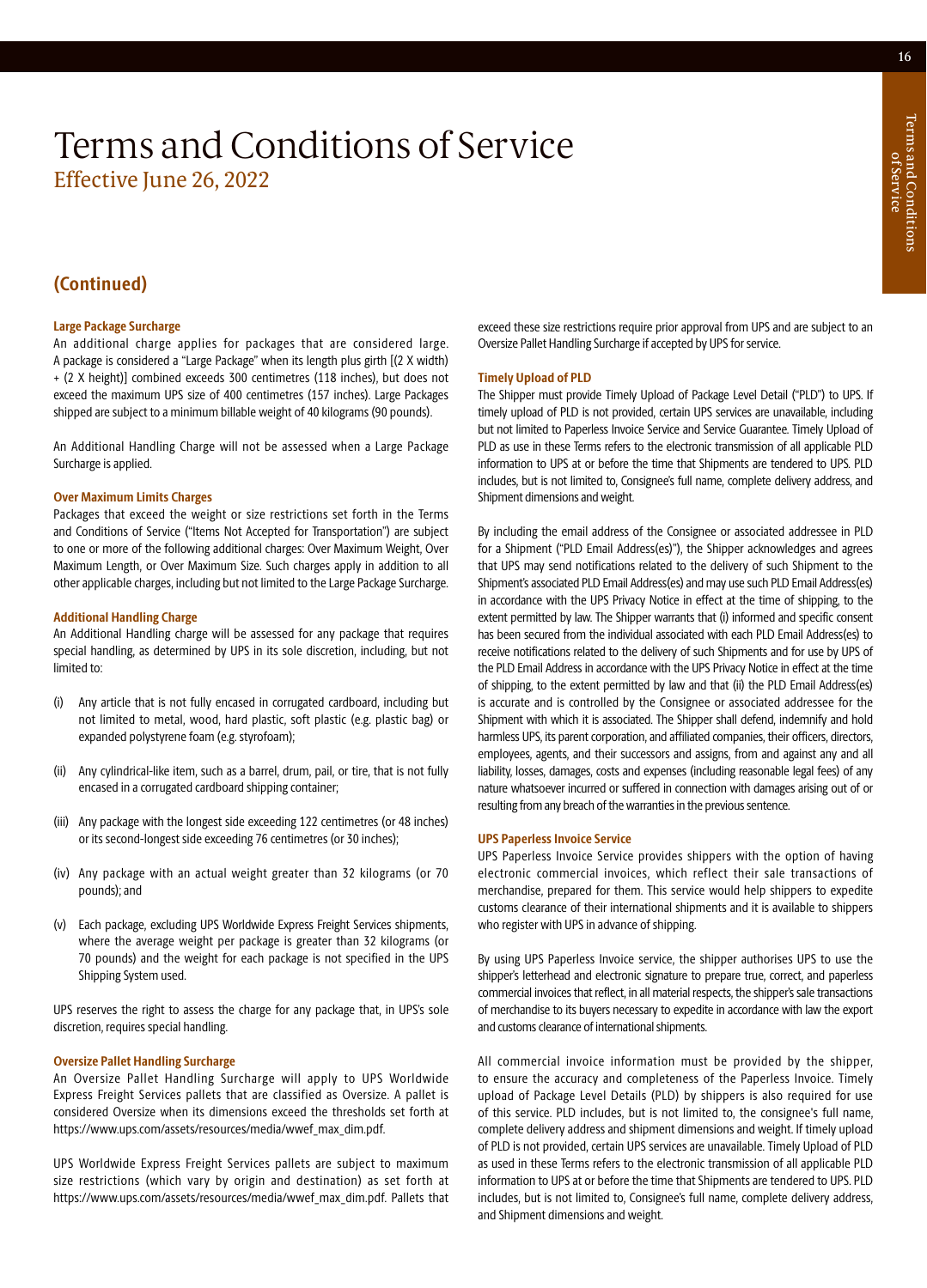# Terms and Conditions of Service

## Effective June 26, 2022

## (Continued)

### Large Package Surcharge

An additional charge applies for packages that are considered large. A package is considered a "Large Package" when its length plus girth [(2 X width) + (2 X height)] combined exceeds 300 centimetres (118 inches), but does not exceed the maximum UPS size of 400 centimetres (157 inches). Large Packages shipped are subject to a minimum billable weight of 40 kilograms (90 pounds).

An Additional Handling Charge will not be assessed when a Large Package Surcharge is applied.

### Over Maximum Limits Charges

Packages that exceed the weight or size restrictions set forth in the Terms and Conditions of Service ("Items Not Accepted for Transportation") are subject to one or more of the following additional charges: Over Maximum Weight, Over Maximum Length, or Over Maximum Size. Such charges apply in addition to all other applicable charges, including but not limited to the Large Package Surcharge.

### Additional Handling Charge

An Additional Handling charge will be assessed for any package that requires special handling, as determined by UPS in its sole discretion, including, but not limited to:

(i) Any article that is not fully encased in corrugated cardboard, including but not limited to metal, wood, hard plastic, soft plastic (e.g. plastic bag) or expanded polystyrene foam (e.g. styrofoam);

(ii) Any cylindrical-like item, such as a barrel, drum, pail, or tire, that is not fully encased in a corrugated cardboard shipping container;

(iii) Any package with the longest side exceeding 122 centimetres (or 48 inches) or its second-longest side exceeding 76 centimetres (or 30 inches);

(iv) Any package with an actual weight greater than 32 kilograms (or 70 pounds); and

(v) Each package, excluding UPS Worldwide Express Freight Services shipments, where the average weight per package is greater than 32 kilograms (or 70 pounds) and the weight for each package is not specified in the UPS Shipping System used.

UPS reserves the right to assess the charge for any package that, in UPS's sole discretion, requires special handling.

### Oversize Pallet Handling Surcharge

An Oversize Pallet Handling Surcharge will apply to UPS Worldwide Express Freight Services pallets that are classified as Oversize. A pallet is considered Oversize when its dimensions exceed the thresholds set forth at https://www.ups.com/assets/resources/media/wwef_max_dim.pdf.

UPS Worldwide Express Freight Services pallets are subject to maximum size restrictions (which vary by origin and destination) as set forth at https://www.ups.com/assets/resources/media/wwef_max_dim.pdf. Pallets that exceed these size restrictions require prior approval from UPS and are subject to an Oversize Pallet Handling Surcharge if accepted by UPS for service.

### Timely Upload of PLD

The Shipper must provide Timely Upload of Package Level Detail ("PLD") to UPS. If timely upload of PLD is not provided, certain UPS services are unavailable, including but not limited to Paperless Invoice Service and Service Guarantee. Timely Upload of PLD as use in these Terms refers to the electronic transmission of all applicable PLD information to UPS at or before the time that Shipments are tendered to UPS. PLD includes, but is not limited to, Consignee's full name, complete delivery address, and Shipment dimensions and weight.

By including the email address of the Consignee or associated addressee in PLD for a Shipment ("PLD Email Address(es)"), the Shipper acknowledges and agrees that UPS may send notifications related to the delivery of such Shipment to the Shipment's associated PLD Email Address(es) and may use such PLD Email Address(es) in accordance with the UPS Privacy Notice in effect at the time of shipping, to the extent permitted by law. The Shipper warrants that (i) informed and specific consent has been secured from the individual associated with each PLD Email Address(es) to receive notifications related to the delivery of such Shipments and for use by UPS of the PLD Email Address in accordance with the UPS Privacy Notice in effect at the time of shipping, to the extent permitted by law and that (ii) the PLD Email Address(es) is accurate and is controlled by the Consignee or associated addressee for the Shipment with which it is associated. The Shipper shall defend, indemnify and hold harmless UPS, its parent corporation, and affiliated companies, their officers, directors, employees, agents, and their successors and assigns, from and against any and all liability, losses, damages, costs and expenses (including reasonable legal fees) of any nature whatsoever incurred or suffered in connection with damages arising out of or resulting from any breach of the warranties in the previous sentence.

### UPS Paperless Invoice Service

UPS Paperless Invoice Service provides shippers with the option of having electronic commercial invoices, which reflect their sale transactions of merchandise, prepared for them. This service would help shippers to expedite customs clearance of their international shipments and it is available to shippers who register with UPS in advance of shipping.

By using UPS Paperless Invoice service, the shipper authorises UPS to use the shipper's letterhead and electronic signature to prepare true, correct, and paperless commercial invoices that reflect, in all material respects, the shipper's sale transactions of merchandise to its buyers necessary to expedite in accordance with law the export and customs clearance of international shipments.

All commercial invoice information must be provided by the shipper, to ensure the accuracy and completeness of the Paperless Invoice. Timely upload of Package Level Details (PLD) by shippers is also required for use of this service. PLD includes, but is not limited to, the consignee's full name, complete delivery address and shipment dimensions and weight. If timely upload of PLD is not provided, certain UPS services are unavailable. Timely Upload of PLD as used in these Terms refers to the electronic transmission of all applicable PLD information to UPS at or before the time that Shipments are tendered to UPS. PLD includes, but is not limited to, Consignee's full name, complete delivery address, and Shipment dimensions and weight.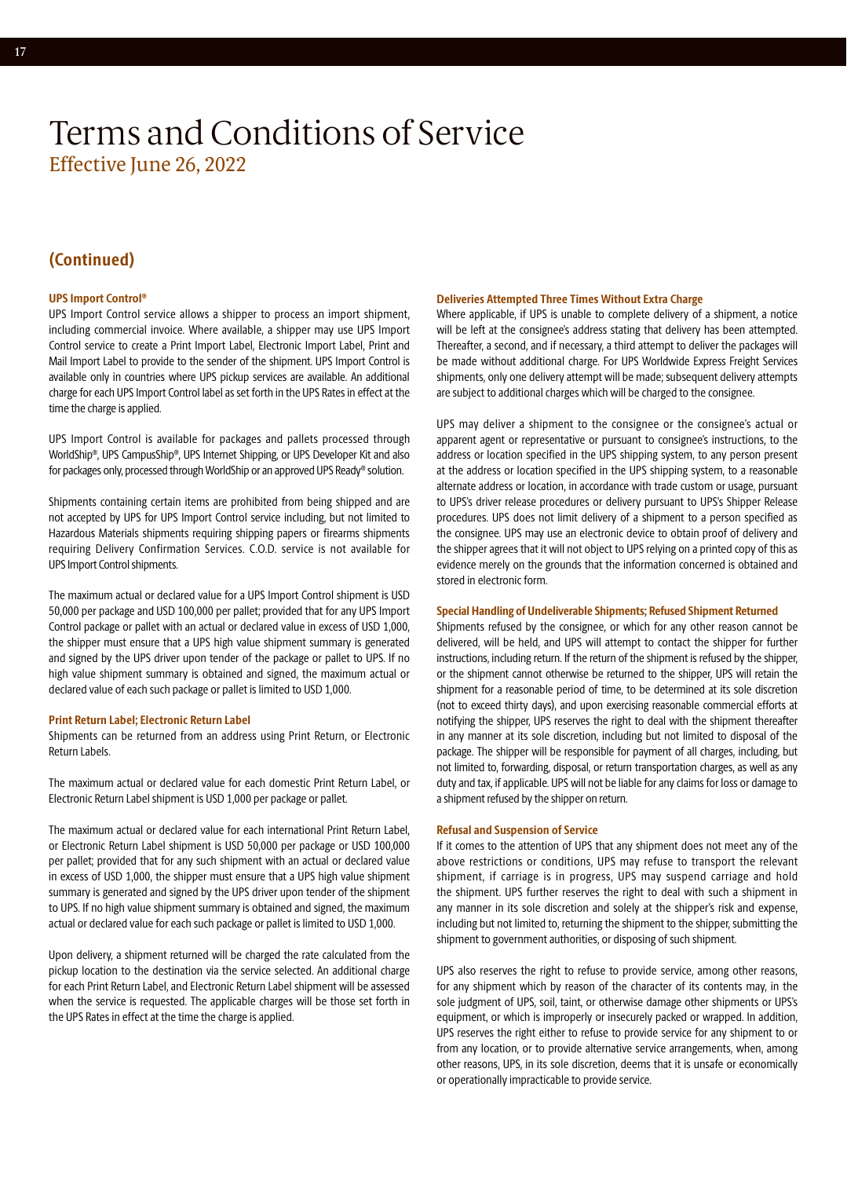# Terms and Conditions of Service

Effective June 26, 2022

## (Continued)

### UPS Import Control®

UPS Import Control service allows a shipper to process an import shipment, including commercial invoice. Where available, a shipper may use UPS Import Control service to create a Print Import Label, Electronic Import Label, Print and Mail Import Label to provide to the sender of the shipment. UPS Import Control is available only in countries where UPS pickup services are available. An additional charge for each UPS Import Control label as set forth in the UPS Rates in effect at the time the charge is applied.

UPS Import Control is available for packages and pallets processed through WorldShip®, UPS CampusShip®, UPS Internet Shipping, or UPS Developer Kit and also for packages only, processed through WorldShip or an approved UPS Ready® solution.

Shipments containing certain items are prohibited from being shipped and are not accepted by UPS for UPS Import Control service including, but not limited to Hazardous Materials shipments requiring shipping papers or firearms shipments requiring Delivery Confirmation Services. C.O.D. service is not available for UPS Import Control shipments.

The maximum actual or declared value for a UPS Import Control shipment is USD 50,000 per package and USD 100,000 per pallet; provided that for any UPS Import Control package or pallet with an actual or declared value in excess of USD 1,000, the shipper must ensure that a UPS high value shipment summary is generated and signed by the UPS driver upon tender of the package or pallet to UPS. If no high value shipment summary is obtained and signed, the maximum actual or declared value of each such package or pallet is limited to USD 1,000.

### Print Return Label; Electronic Return Label

Shipments can be returned from an address using Print Return, or Electronic Return Labels.

The maximum actual or declared value for each domestic Print Return Label, or Electronic Return Label shipment is USD 1,000 per package or pallet.

The maximum actual or declared value for each international Print Return Label, or Electronic Return Label shipment is USD 50,000 per package or USD 100,000 per pallet; provided that for any such shipment with an actual or declared value in excess of USD 1,000, the shipper must ensure that a UPS high value shipment summary is generated and signed by the UPS driver upon tender of the shipment to UPS. If no high value shipment summary is obtained and signed, the maximum actual or declared value for each such package or pallet is limited to USD 1,000.

Upon delivery, a shipment returned will be charged the rate calculated from the pickup location to the destination via the service selected. An additional charge for each Print Return Label, and Electronic Return Label shipment will be assessed when the service is requested. The applicable charges will be those set forth in the UPS Rates in effect at the time the charge is applied.

### Deliveries Attempted Three Times Without Extra Charge

Where applicable, if UPS is unable to complete delivery of a shipment, a notice will be left at the consignee's address stating that delivery has been attempted. Thereafter, a second, and if necessary, a third attempt to deliver the packages will be made without additional charge. For UPS Worldwide Express Freight Services shipments, only one delivery attempt will be made; subsequent delivery attempts are subject to additional charges which will be charged to the consignee.

UPS may deliver a shipment to the consignee or the consignee's actual or apparent agent or representative or pursuant to consignee's instructions, to the address or location specified in the UPS shipping system, to any person present at the address or location specified in the UPS shipping system, to a reasonable alternate address or location, in accordance with trade custom or usage, pursuant to UPS's driver release procedures or delivery pursuant to UPS's Shipper Release procedures. UPS does not limit delivery of a shipment to a person specified as the consignee. UPS may use an electronic device to obtain proof of delivery and the shipper agrees that it will not object to UPS relying on a printed copy of this as evidence merely on the grounds that the information concerned is obtained and stored in electronic form.

### Special Handling of Undeliverable Shipments; Refused Shipment Returned

Shipments refused by the consignee, or which for any other reason cannot be delivered, will be held, and UPS will attempt to contact the shipper for further instructions, including return. If the return of the shipment is refused by the shipper, or the shipment cannot otherwise be returned to the shipper, UPS will retain the shipment for a reasonable period of time, to be determined at its sole discretion (not to exceed thirty days), and upon exercising reasonable commercial efforts at notifying the shipper, UPS reserves the right to deal with the shipment thereafter in any manner at its sole discretion, including but not limited to disposal of the package. The shipper will be responsible for payment of all charges, including, but not limited to, forwarding, disposal, or return transportation charges, as well as any duty and tax, if applicable. UPS will not be liable for any claims for loss or damage to a shipment refused by the shipper on return.

### Refusal and Suspension of Service

If it comes to the attention of UPS that any shipment does not meet any of the above restrictions or conditions, UPS may refuse to transport the relevant shipment, if carriage is in progress, UPS may suspend carriage and hold the shipment. UPS further reserves the right to deal with such a shipment in any manner in its sole discretion and solely at the shipper's risk and expense, including but not limited to, returning the shipment to the shipper, submitting the shipment to government authorities, or disposing of such shipment.

UPS also reserves the right to refuse to provide service, among other reasons, for any shipment which by reason of the character of its contents may, in the sole judgment of UPS, soil, taint, or otherwise damage other shipments or UPS's equipment, or which is improperly or insecurely packed or wrapped. In addition, UPS reserves the right either to refuse to provide service for any shipment to or from any location, or to provide alternative service arrangements, when, among other reasons, UPS, in its sole discretion, deems that it is unsafe or economically or operationally impracticable to provide service.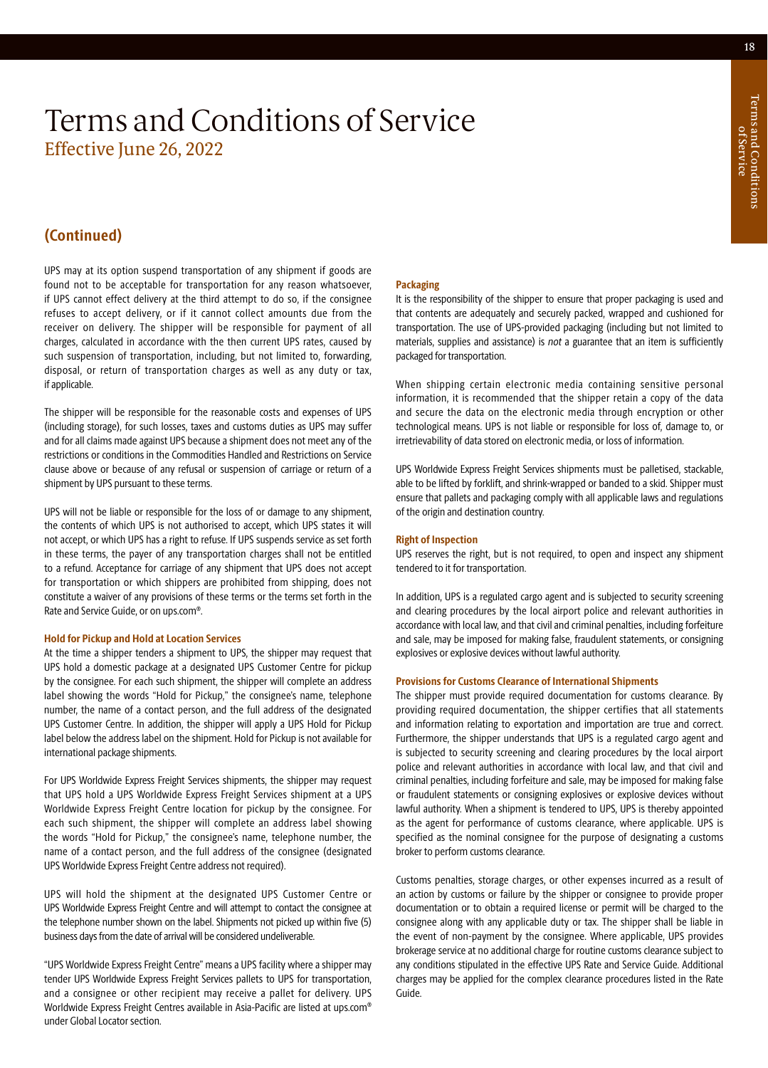# Terms and Conditions of Service

Effective June 26, 2022

## (Continued)

UPS may at its option suspend transportation of any shipment if goods are found not to be acceptable for transportation for any reason whatsoever, if UPS cannot effect delivery at the third attempt to do so, if the consignee refuses to accept delivery, or if it cannot collect amounts due from the receiver on delivery. The shipper will be responsible for payment of all charges, calculated in accordance with the then current UPS rates, caused by such suspension of transportation, including, but not limited to, forwarding, disposal, or return of transportation charges as well as any duty or tax, if applicable.

The shipper will be responsible for the reasonable costs and expenses of UPS (including storage), for such losses, taxes and customs duties as UPS may suffer and for all claims made against UPS because a shipment does not meet any of the restrictions or conditions in the Commodities Handled and Restrictions on Service clause above or because of any refusal or suspension of carriage or return of a shipment by UPS pursuant to these terms.

UPS will not be liable or responsible for the loss of or damage to any shipment, the contents of which UPS is not authorised to accept, which UPS states it will not accept, or which UPS has a right to refuse. If UPS suspends service as set forth in these terms, the payer of any transportation charges shall not be entitled to a refund. Acceptance for carriage of any shipment that UPS does not accept for transportation or which shippers are prohibited from shipping, does not constitute a waiver of any provisions of these terms or the terms set forth in the Rate and Service Guide, or on ups.com®.

### Hold for Pickup and Hold at Location Services

At the time a shipper tenders a shipment to UPS, the shipper may request that UPS hold a domestic package at a designated UPS Customer Centre for pickup by the consignee. For each such shipment, the shipper will complete an address label showing the words "Hold for Pickup," the consignee's name, telephone number, the name of a contact person, and the full address of the designated UPS Customer Centre. In addition, the shipper will apply a UPS Hold for Pickup label below the address label on the shipment. Hold for Pickup is not available for international package shipments.

For UPS Worldwide Express Freight Services shipments, the shipper may request that UPS hold a UPS Worldwide Express Freight Services shipment at a UPS Worldwide Express Freight Centre location for pickup by the consignee. For each such shipment, the shipper will complete an address label showing the words "Hold for Pickup," the consignee's name, telephone number, the name of a contact person, and the full address of the consignee (designated UPS Worldwide Express Freight Centre address not required).

UPS will hold the shipment at the designated UPS Customer Centre or UPS Worldwide Express Freight Centre and will attempt to contact the consignee at the telephone number shown on the label. Shipments not picked up within five (5) business days from the date of arrival will be considered undeliverable.

"UPS Worldwide Express Freight Centre" means a UPS facility where a shipper may tender UPS Worldwide Express Freight Services pallets to UPS for transportation, and a consignee or other recipient may receive a pallet for delivery. UPS Worldwide Express Freight Centres available in Asia-Pacific are listed at ups.com® under Global Locator section.

### Packaging

It is the responsibility of the shipper to ensure that proper packaging is used and that contents are adequately and securely packed, wrapped and cushioned for transportation. The use of UPS-provided packaging (including but not limited to materials, supplies and assistance) is *not* a guarantee that an item is sufficiently packaged for transportation.

When shipping certain electronic media containing sensitive personal information, it is recommended that the shipper retain a copy of the data and secure the data on the electronic media through encryption or other technological means. UPS is not liable or responsible for loss of, damage to, or irretrievability of data stored on electronic media, or loss of information.

UPS Worldwide Express Freight Services shipments must be palletised, stackable, able to be lifted by forklift, and shrink-wrapped or banded to a skid. Shipper must ensure that pallets and packaging comply with all applicable laws and regulations of the origin and destination country.

### Right of Inspection

UPS reserves the right, but is not required, to open and inspect any shipment tendered to it for transportation.

In addition, UPS is a regulated cargo agent and is subjected to security screening and clearing procedures by the local airport police and relevant authorities in accordance with local law, and that civil and criminal penalties, including forfeiture and sale, may be imposed for making false, fraudulent statements, or consigning explosives or explosive devices without lawful authority.

### Provisions for Customs Clearance of International Shipments

The shipper must provide required documentation for customs clearance. By providing required documentation, the shipper certifies that all statements and information relating to exportation and importation are true and correct. Furthermore, the shipper understands that UPS is a regulated cargo agent and is subjected to security screening and clearing procedures by the local airport police and relevant authorities in accordance with local law, and that civil and criminal penalties, including forfeiture and sale, may be imposed for making false or fraudulent statements or consigning explosives or explosive devices without lawful authority. When a shipment is tendered to UPS, UPS is thereby appointed as the agent for performance of customs clearance, where applicable. UPS is specified as the nominal consignee for the purpose of designating a customs broker to perform customs clearance.

Customs penalties, storage charges, or other expenses incurred as a result of an action by customs or failure by the shipper or consignee to provide proper documentation or to obtain a required license or permit will be charged to the consignee along with any applicable duty or tax. The shipper shall be liable in the event of non-payment by the consignee. Where applicable, UPS provides brokerage service at no additional charge for routine customs clearance subject to any conditions stipulated in the effective UPS Rate and Service Guide. Additional charges may be applied for the complex clearance procedures listed in the Rate Guide.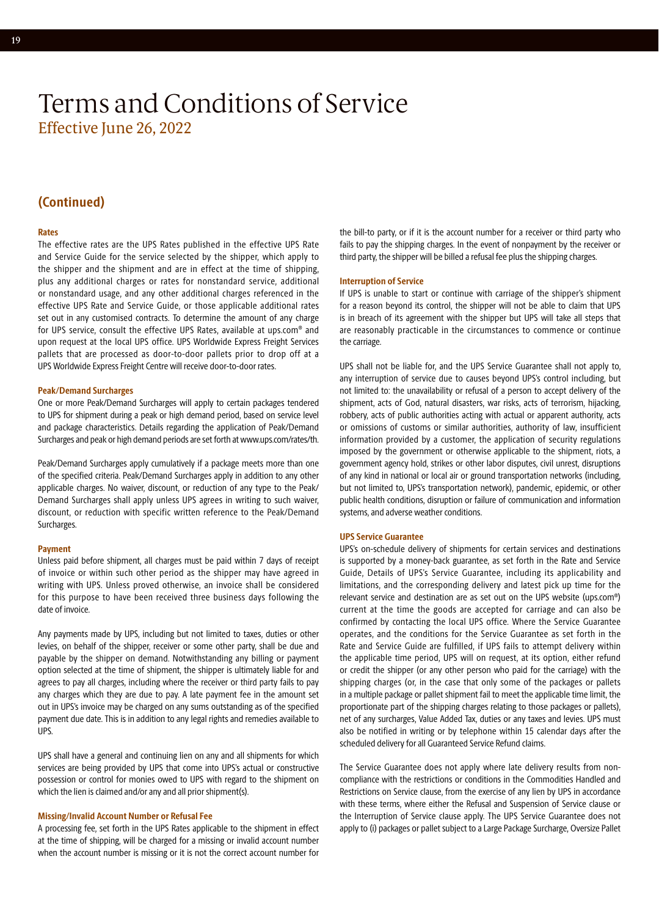# Terms and Conditions of Service

## Effective June 26, 2022

## (Continued)

### Rates

The effective rates are the UPS Rates published in the effective UPS Rate and Service Guide for the service selected by the shipper, which apply to the shipper and the shipment and are in effect at the time of shipping, plus any additional charges or rates for nonstandard service, additional or nonstandard usage, and any other additional charges referenced in the effective UPS Rate and Service Guide, or those applicable additional rates set out in any customised contracts. To determine the amount of any charge for UPS service, consult the effective UPS Rates, available at ups.com® and upon request at the local UPS office. UPS Worldwide Express Freight Services pallets that are processed as door-to-door pallets prior to drop off at a UPS Worldwide Express Freight Centre will receive door-to-door rates.

### Peak/Demand Surcharges

One or more Peak/Demand Surcharges will apply to certain packages tendered to UPS for shipment during a peak or high demand period, based on service level and package characteristics. Details regarding the application of Peak/Demand Surcharges and peak or high demand periods are set forth at www.ups.com/rates/th.

Peak/Demand Surcharges apply cumulatively if a package meets more than one of the specified criteria. Peak/Demand Surcharges apply in addition to any other applicable charges. No waiver, discount, or reduction of any type to the Peak/Demand Surcharges shall apply unless UPS agrees in writing to such waiver, discount, or reduction with specific written reference to the Peak/Demand Surcharges.

### Payment

Unless paid before shipment, all charges must be paid within 7 days of receipt of invoice or within such other period as the shipper may have agreed in writing with UPS. Unless proved otherwise, an invoice shall be considered for this purpose to have been received three business days following the date of invoice.

Any payments made by UPS, including but not limited to taxes, duties or other levies, on behalf of the shipper, receiver or some other party, shall be due and payable by the shipper on demand. Notwithstanding any billing or payment option selected at the time of shipment, the shipper is ultimately liable for and agrees to pay all charges, including where the receiver or third party fails to pay any charges which they are due to pay. A late payment fee in the amount set out in UPS's invoice may be charged on any sums outstanding as of the specified payment due date. This is in addition to any legal rights and remedies available to UPS.

UPS shall have a general and continuing lien on any and all shipments for which services are being provided by UPS that come into UPS's actual or constructive possession or control for monies owed to UPS with regard to the shipment on which the lien is claimed and/or any and all prior shipment(s).

### Missing/Invalid Account Number or Refusal Fee

A processing fee, set forth in the UPS Rates applicable to the shipment in effect at the time of shipping, will be charged for a missing or invalid account number when the account number is missing or it is not the correct account number for the bill-to party, or if it is the account number for a receiver or third party who fails to pay the shipping charges. In the event of nonpayment by the receiver or third party, the shipper will be billed a refusal fee plus the shipping charges.

### Interruption of Service

If UPS is unable to start or continue with carriage of the shipper's shipment for a reason beyond its control, the shipper will not be able to claim that UPS is in breach of its agreement with the shipper but UPS will take all steps that are reasonably practicable in the circumstances to commence or continue the carriage.

UPS shall not be liable for, and the UPS Service Guarantee shall not apply to, any interruption of service due to causes beyond UPS's control including, but not limited to: the unavailability or refusal of a person to accept delivery of the shipment, acts of God, natural disasters, war risks, acts of terrorism, hijacking, robbery, acts of public authorities acting with actual or apparent authority, acts or omissions of customs or similar authorities, authority of law, insufficient information provided by a customer, the application of security regulations imposed by the government or otherwise applicable to the shipment, riots, a government agency hold, strikes or other labor disputes, civil unrest, disruptions of any kind in national or local air or ground transportation networks (including, but not limited to, UPS's transportation network), pandemic, epidemic, or other public health conditions, disruption or failure of communication and information systems, and adverse weather conditions.

### UPS Service Guarantee

UPS's on-schedule delivery of shipments for certain services and destinations is supported by a money-back guarantee, as set forth in the Rate and Service Guide, Details of UPS's Service Guarantee, including its applicability and limitations, and the corresponding delivery and latest pick up time for the relevant service and destination are as set out on the UPS website (ups.com®) current at the time the goods are accepted for carriage and can also be confirmed by contacting the local UPS office. Where the Service Guarantee operates, and the conditions for the Service Guarantee as set forth in the Rate and Service Guide are fulfilled, if UPS fails to attempt delivery within the applicable time period, UPS will on request, at its option, either refund or credit the shipper (or any other person who paid for the carriage) with the shipping charges (or, in the case that only some of the packages or pallets in a multiple package or pallet shipment fail to meet the applicable time limit, the proportionate part of the shipping charges relating to those packages or pallets), net of any surcharges, Value Added Tax, duties or any taxes and levies. UPS must also be notified in writing or by telephone within 15 calendar days after the scheduled delivery for all Guaranteed Service Refund claims.

The Service Guarantee does not apply where late delivery results from non-compliance with the restrictions or conditions in the Commodities Handled and Restrictions on Service clause, from the exercise of any lien by UPS in accordance with these terms, where either the Refusal and Suspension of Service clause or the Interruption of Service clause apply. The UPS Service Guarantee does not apply to (i) packages or pallet subject to a Large Package Surcharge, Oversize Pallet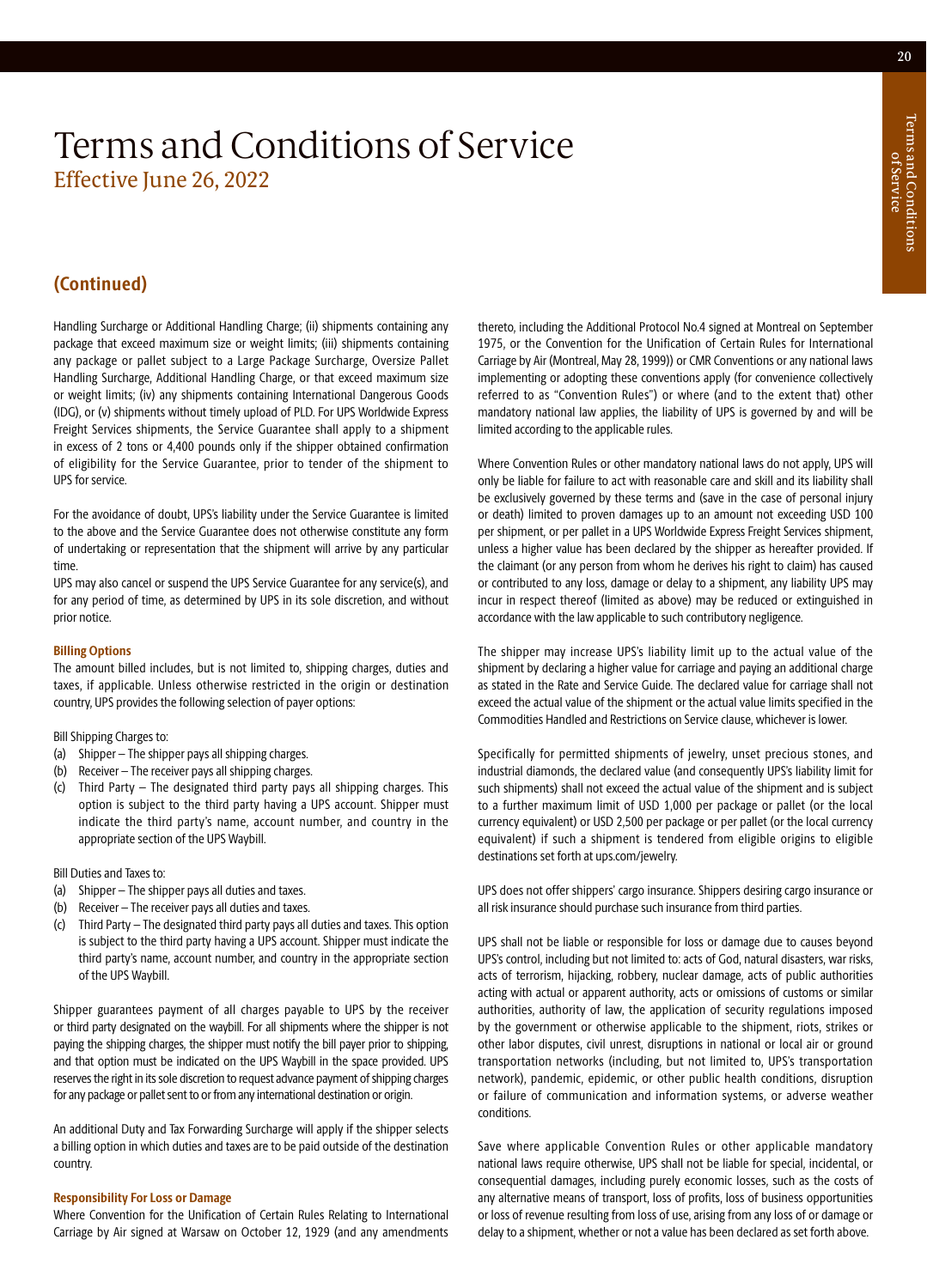# Terms and Conditions of Service

Effective June 26, 2022

## (Continued)

Handling Surcharge or Additional Handling Charge; (ii) shipments containing any package that exceed maximum size or weight limits; (iii) shipments containing any package or pallet subject to a Large Package Surcharge, Oversize Pallet Handling Surcharge, Additional Handling Charge, or that exceed maximum size or weight limits; (iv) any shipments containing International Dangerous Goods (IDG), or (v) shipments without timely upload of PLD. For UPS Worldwide Express Freight Services shipments, the Service Guarantee shall apply to a shipment in excess of 2 tons or 4,400 pounds only if the shipper obtained confirmation of eligibility for the Service Guarantee, prior to tender of the shipment to UPS for service.

For the avoidance of doubt, UPS's liability under the Service Guarantee is limited to the above and the Service Guarantee does not otherwise constitute any form of undertaking or representation that the shipment will arrive by any particular time.

UPS may also cancel or suspend the UPS Service Guarantee for any service(s), and for any period of time, as determined by UPS in its sole discretion, and without prior notice.

### Billing Options

The amount billed includes, but is not limited to, shipping charges, duties and taxes, if applicable. Unless otherwise restricted in the origin or destination country, UPS provides the following selection of payer options:

Bill Shipping Charges to:

(a) Shipper – The shipper pays all shipping charges.
(b) Receiver – The receiver pays all shipping charges.
(c) Third Party – The designated third party pays all shipping charges. This option is subject to the third party having a UPS account. Shipper must indicate the third party's name, account number, and country in the appropriate section of the UPS Waybill.

Bill Duties and Taxes to:

(a) Shipper – The shipper pays all duties and taxes.
(b) Receiver – The receiver pays all duties and taxes.
(c) Third Party – The designated third party pays all duties and taxes. This option is subject to the third party having a UPS account. Shipper must indicate the third party's name, account number, and country in the appropriate section of the UPS Waybill.

Shipper guarantees payment of all charges payable to UPS by the receiver or third party designated on the waybill. For all shipments where the shipper is not paying the shipping charges, the shipper must notify the bill payer prior to shipping, and that option must be indicated on the UPS Waybill in the space provided. UPS reserves the right in its sole discretion to request advance payment of shipping charges for any package or pallet sent to or from any international destination or origin.

An additional Duty and Tax Forwarding Surcharge will apply if the shipper selects a billing option in which duties and taxes are to be paid outside of the destination country.

### Responsibility For Loss or Damage

Where Convention for the Unification of Certain Rules Relating to International Carriage by Air signed at Warsaw on October 12, 1929 (and any amendments thereto, including the Additional Protocol No.4 signed at Montreal on September 1975, or the Convention for the Unification of Certain Rules for International Carriage by Air (Montreal, May 28, 1999)) or CMR Conventions or any national laws implementing or adopting these conventions apply (for convenience collectively referred to as "Convention Rules") or where (and to the extent that) other mandatory national law applies, the liability of UPS is governed by and will be limited according to the applicable rules.

Where Convention Rules or other mandatory national laws do not apply, UPS will only be liable for failure to act with reasonable care and skill and its liability shall be exclusively governed by these terms and (save in the case of personal injury or death) limited to proven damages up to an amount not exceeding USD 100 per shipment, or per pallet in a UPS Worldwide Express Freight Services shipment, unless a higher value has been declared by the shipper as hereafter provided. If the claimant (or any person from whom he derives his right to claim) has caused or contributed to any loss, damage or delay to a shipment, any liability UPS may incur in respect thereof (limited as above) may be reduced or extinguished in accordance with the law applicable to such contributory negligence.

The shipper may increase UPS's liability limit up to the actual value of the shipment by declaring a higher value for carriage and paying an additional charge as stated in the Rate and Service Guide. The declared value for carriage shall not exceed the actual value of the shipment or the actual value limits specified in the Commodities Handled and Restrictions on Service clause, whichever is lower.

Specifically for permitted shipments of jewelry, unset precious stones, and industrial diamonds, the declared value (and consequently UPS's liability limit for such shipments) shall not exceed the actual value of the shipment and is subject to a further maximum limit of USD 1,000 per package or pallet (or the local currency equivalent) or USD 2,500 per package or per pallet (or the local currency equivalent) if such a shipment is tendered from eligible origins to eligible destinations set forth at ups.com/jewelry.

UPS does not offer shippers' cargo insurance. Shippers desiring cargo insurance or all risk insurance should purchase such insurance from third parties.

UPS shall not be liable or responsible for loss or damage due to causes beyond UPS's control, including but not limited to: acts of God, natural disasters, war risks, acts of terrorism, hijacking, robbery, nuclear damage, acts of public authorities acting with actual or apparent authority, acts or omissions of customs or similar authorities, authority of law, the application of security regulations imposed by the government or otherwise applicable to the shipment, riots, strikes or other labor disputes, civil unrest, disruptions in national or local air or ground transportation networks (including, but not limited to, UPS's transportation network), pandemic, epidemic, or other public health conditions, disruption or failure of communication and information systems, or adverse weather conditions.

Save where applicable Convention Rules or other applicable mandatory national laws require otherwise, UPS shall not be liable for special, incidental, or consequential damages, including purely economic losses, such as the costs of any alternative means of transport, loss of profits, loss of business opportunities or loss of revenue resulting from loss of use, arising from any loss of or damage or delay to a shipment, whether or not a value has been declared as set forth above.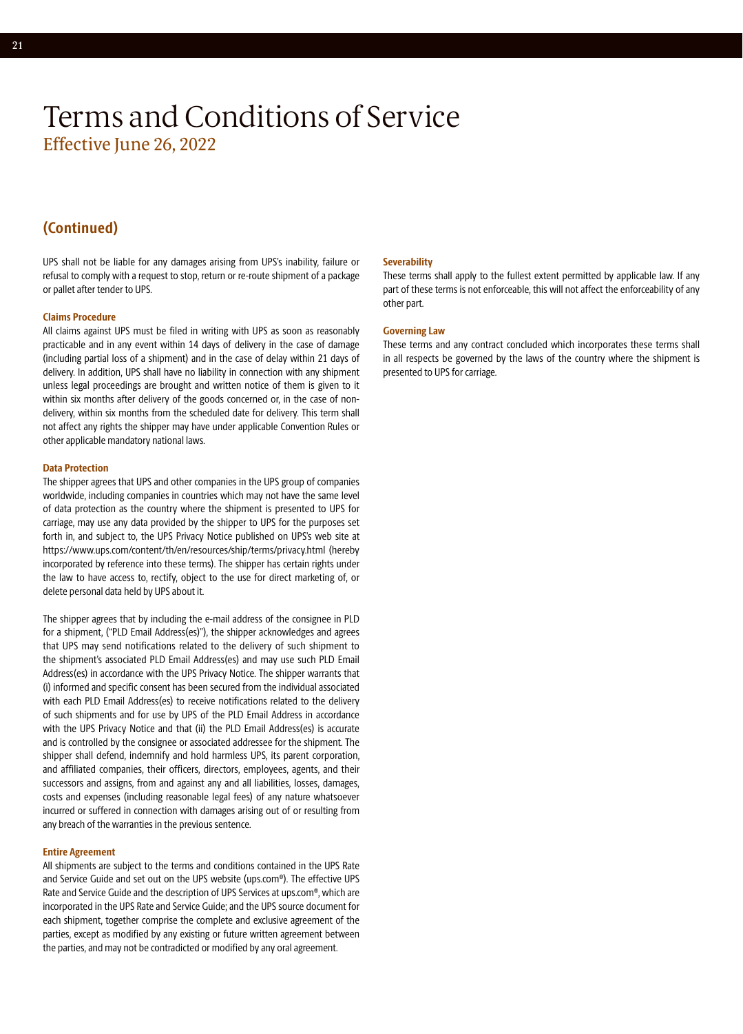# Terms and Conditions of Service

Effective June 26, 2022

## (Continued)

UPS shall not be liable for any damages arising from UPS's inability, failure or refusal to comply with a request to stop, return or re-route shipment of a package or pallet after tender to UPS.

### Claims Procedure

All claims against UPS must be filed in writing with UPS as soon as reasonably practicable and in any event within 14 days of delivery in the case of damage (including partial loss of a shipment) and in the case of delay within 21 days of delivery. In addition, UPS shall have no liability in connection with any shipment unless legal proceedings are brought and written notice of them is given to it within six months after delivery of the goods concerned or, in the case of non-delivery, within six months from the scheduled date for delivery. This term shall not affect any rights the shipper may have under applicable Convention Rules or other applicable mandatory national laws.

### Data Protection

The shipper agrees that UPS and other companies in the UPS group of companies worldwide, including companies in countries which may not have the same level of data protection as the country where the shipment is presented to UPS for carriage, may use any data provided by the shipper to UPS for the purposes set forth in, and subject to, the UPS Privacy Notice published on UPS's web site at https://www.ups.com/content/th/en/resources/ship/terms/privacy.html (hereby incorporated by reference into these terms). The shipper has certain rights under the law to have access to, rectify, object to the use for direct marketing of, or delete personal data held by UPS about it.

The shipper agrees that by including the e-mail address of the consignee in PLD for a shipment, ("PLD Email Address(es)"), the shipper acknowledges and agrees that UPS may send notifications related to the delivery of such shipment to the shipment's associated PLD Email Address(es) and may use such PLD Email Address(es) in accordance with the UPS Privacy Notice. The shipper warrants that (i) informed and specific consent has been secured from the individual associated with each PLD Email Address(es) to receive notifications related to the delivery of such shipments and for use by UPS of the PLD Email Address in accordance with the UPS Privacy Notice and that (ii) the PLD Email Address(es) is accurate and is controlled by the consignee or associated addressee for the shipment. The shipper shall defend, indemnify and hold harmless UPS, its parent corporation, and affiliated companies, their officers, directors, employees, agents, and their successors and assigns, from and against any and all liabilities, losses, damages, costs and expenses (including reasonable legal fees) of any nature whatsoever incurred or suffered in connection with damages arising out of or resulting from any breach of the warranties in the previous sentence.

### Entire Agreement

All shipments are subject to the terms and conditions contained in the UPS Rate and Service Guide and set out on the UPS website (ups.com®). The effective UPS Rate and Service Guide and the description of UPS Services at ups.com®, which are incorporated in the UPS Rate and Service Guide; and the UPS source document for each shipment, together comprise the complete and exclusive agreement of the parties, except as modified by any existing or future written agreement between the parties, and may not be contradicted or modified by any oral agreement.

### Severability

These terms shall apply to the fullest extent permitted by applicable law. If any part of these terms is not enforceable, this will not affect the enforceability of any other part.

### Governing Law

These terms and any contract concluded which incorporates these terms shall in all respects be governed by the laws of the country where the shipment is presented to UPS for carriage.